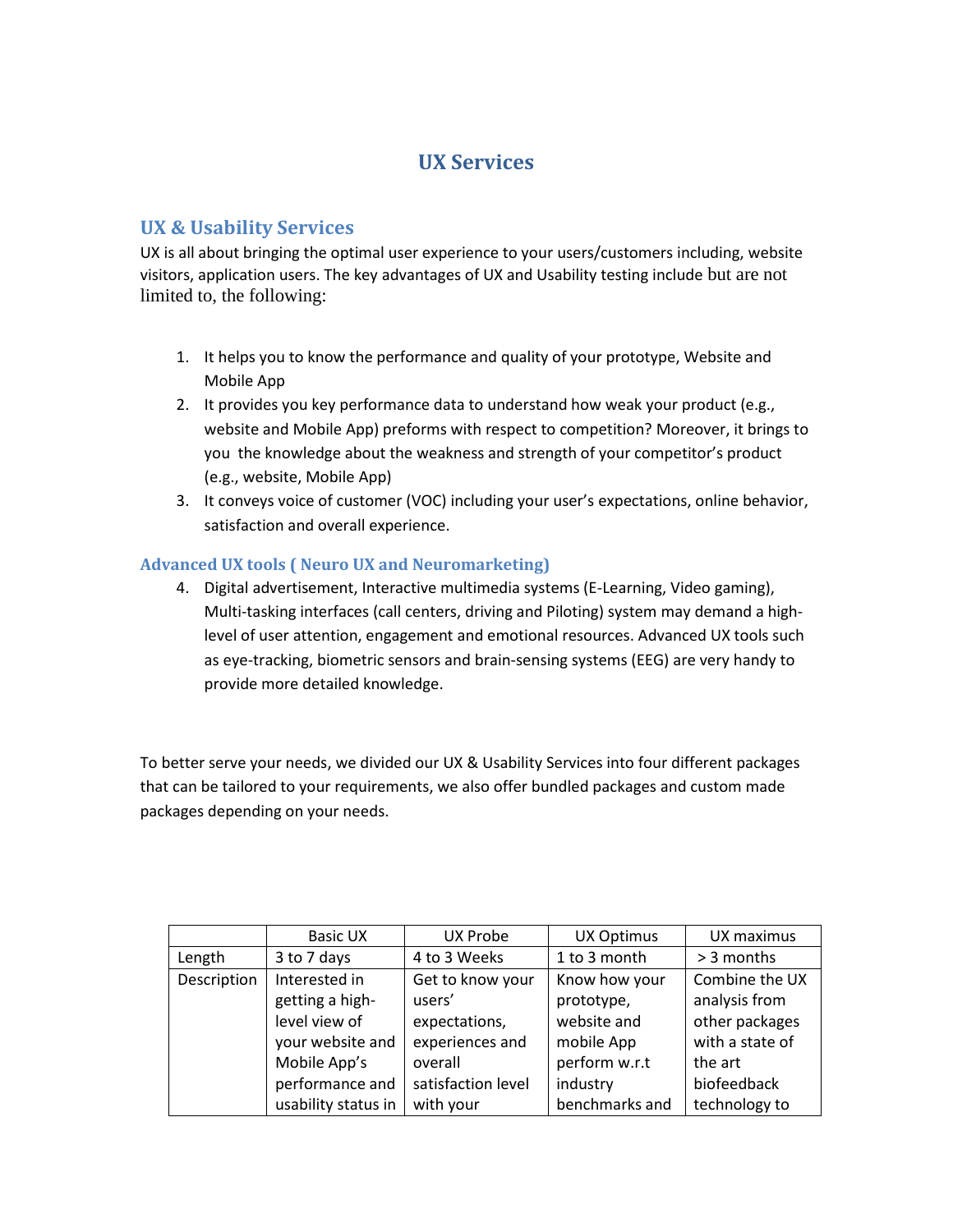# UX Services

## UX & Usability Services

UX is all about bringing the optimal user experience to your users/customers including, website visitors, application users. The key advantages of UX and Usability testing include but are not limited to, the following:

1. It helps you to know the performance and quality of your prototype, Website and Mobile App
2. It provides you key performance data to understand how weak your product (e.g., website and Mobile App) preforms with respect to competition? Moreover, it brings to you the knowledge about the weakness and strength of your competitor's product (e.g., website, Mobile App)
3. It conveys voice of customer (VOC) including your user's expectations, online behavior, satisfaction and overall experience.

### Advanced UX tools ( Neuro UX and Neuromarketing)

4. Digital advertisement, Interactive multimedia systems (E-Learning, Video gaming), Multi-tasking interfaces (call centers, driving and Piloting) system may demand a high-level of user attention, engagement and emotional resources. Advanced UX tools such as eye-tracking, biometric sensors and brain-sensing systems (EEG) are very handy to provide more detailed knowledge.

To better serve your needs, we divided our UX & Usability Services into four different packages that can be tailored to your requirements, we also offer bundled packages and custom made packages depending on your needs.

| | Basic UX | UX Probe | UX Optimus | UX maximus |
|---|---|---|---|---|
| Length | 3 to 7 days | 4 to 3 Weeks | 1 to 3 month | > 3 months |
| Description | Interested in getting a high-level view of your website and Mobile App's performance and usability status in | Get to know your users' expectations, experiences and overall satisfaction level with your | Know how your prototype, website and mobile App perform w.r.t industry benchmarks and | Combine the UX analysis from other packages with a state of the art biofeedback technology to |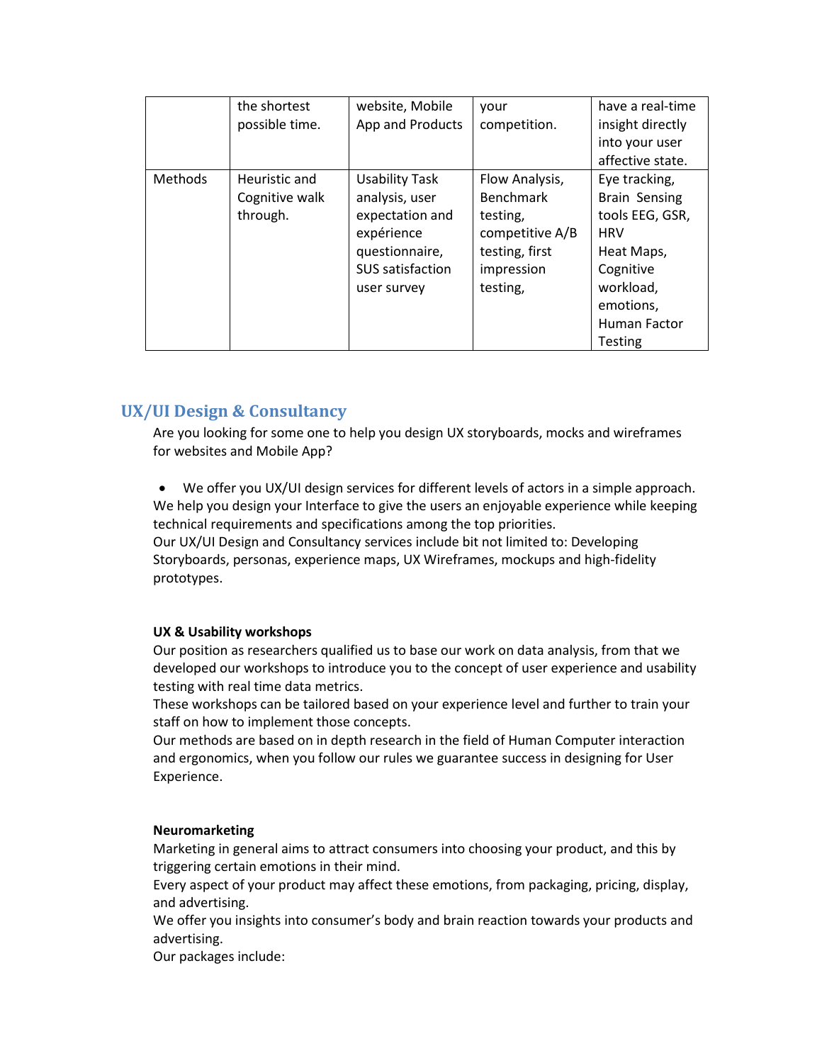| | | | | |
|---|---|---|---|---|
| | the shortest possible time. | website, Mobile App and Products | your competition. | have a real-time insight directly into your user affective state. |
| Methods | Heuristic and Cognitive walk through. | Usability Task analysis, user expectation and expérience questionnaire, SUS satisfaction user survey | Flow Analysis, Benchmark testing, competitive A/B testing, first impression testing, | Eye tracking, Brain Sensing tools EEG, GSR, HRV Heat Maps, Cognitive workload, emotions, Human Factor Testing |

## UX/UI Design & Consultancy

Are you looking for some one to help you design UX storyboards, mocks and wireframes for websites and Mobile App?

- We offer you UX/UI design services for different levels of actors in a simple approach.

We help you design your Interface to give the users an enjoyable experience while keeping technical requirements and specifications among the top priorities.
Our UX/UI Design and Consultancy services include bit not limited to: Developing Storyboards, personas, experience maps, UX Wireframes, mockups and high-fidelity prototypes.

**UX & Usability workshops**

Our position as researchers qualified us to base our work on data analysis, from that we developed our workshops to introduce you to the concept of user experience and usability testing with real time data metrics.
These workshops can be tailored based on your experience level and further to train your staff on how to implement those concepts.
Our methods are based on in depth research in the field of Human Computer interaction and ergonomics, when you follow our rules we guarantee success in designing for User Experience.

**Neuromarketing**

Marketing in general aims to attract consumers into choosing your product, and this by triggering certain emotions in their mind.
Every aspect of your product may affect these emotions, from packaging, pricing, display, and advertising.
We offer you insights into consumer's body and brain reaction towards your products and advertising.
Our packages include: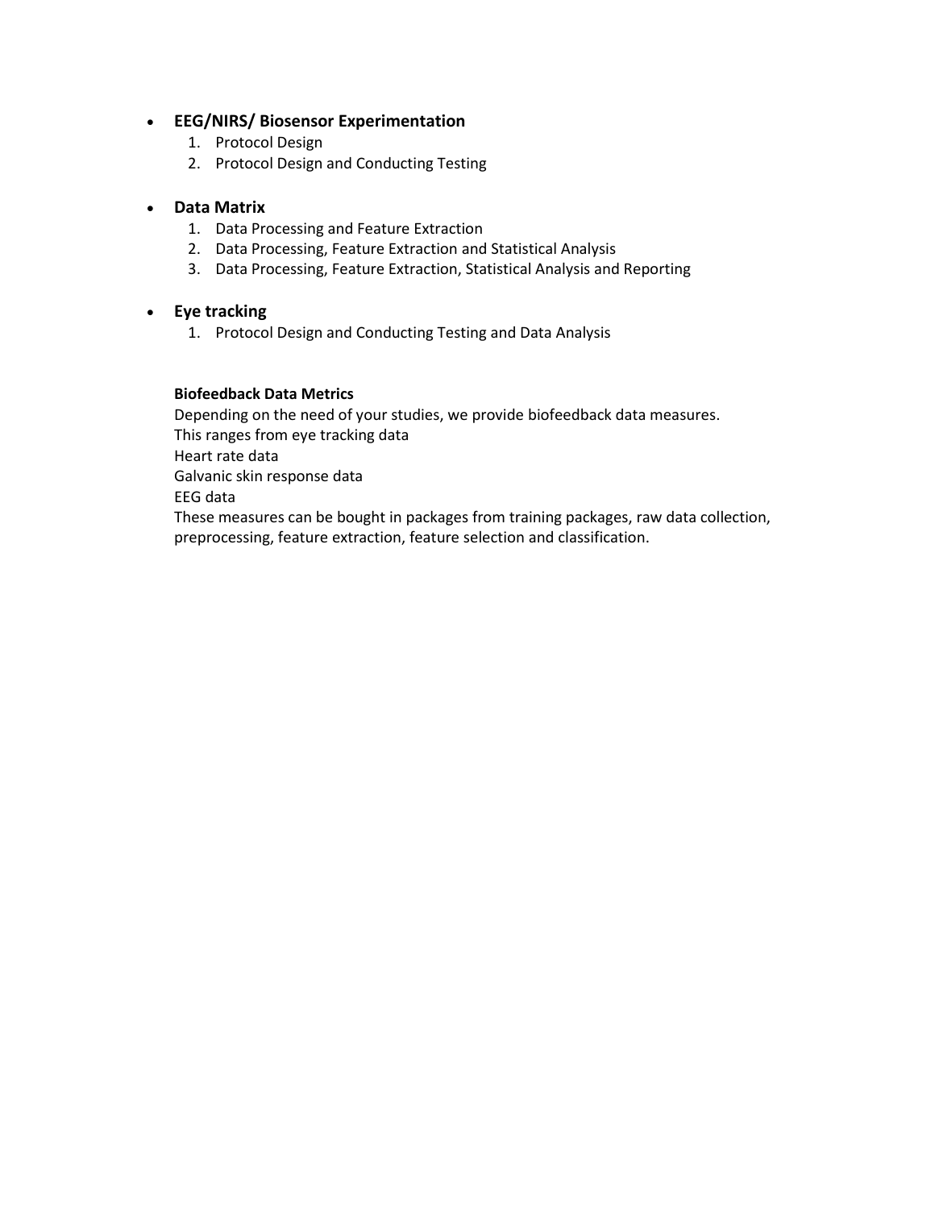- **EEG/NIRS/ Biosensor Experimentation**
    1. Protocol Design
    2. Protocol Design and Conducting Testing

- **Data Matrix**
    1. Data Processing and Feature Extraction
    2. Data Processing, Feature Extraction and Statistical Analysis
    3. Data Processing, Feature Extraction, Statistical Analysis and Reporting

- **Eye tracking**
    1. Protocol Design and Conducting Testing and Data Analysis

**Biofeedback Data Metrics**

Depending on the need of your studies, we provide biofeedback data measures.
This ranges from eye tracking data
Heart rate data
Galvanic skin response data
EEG data
These measures can be bought in packages from training packages, raw data collection, preprocessing, feature extraction, feature selection and classification.